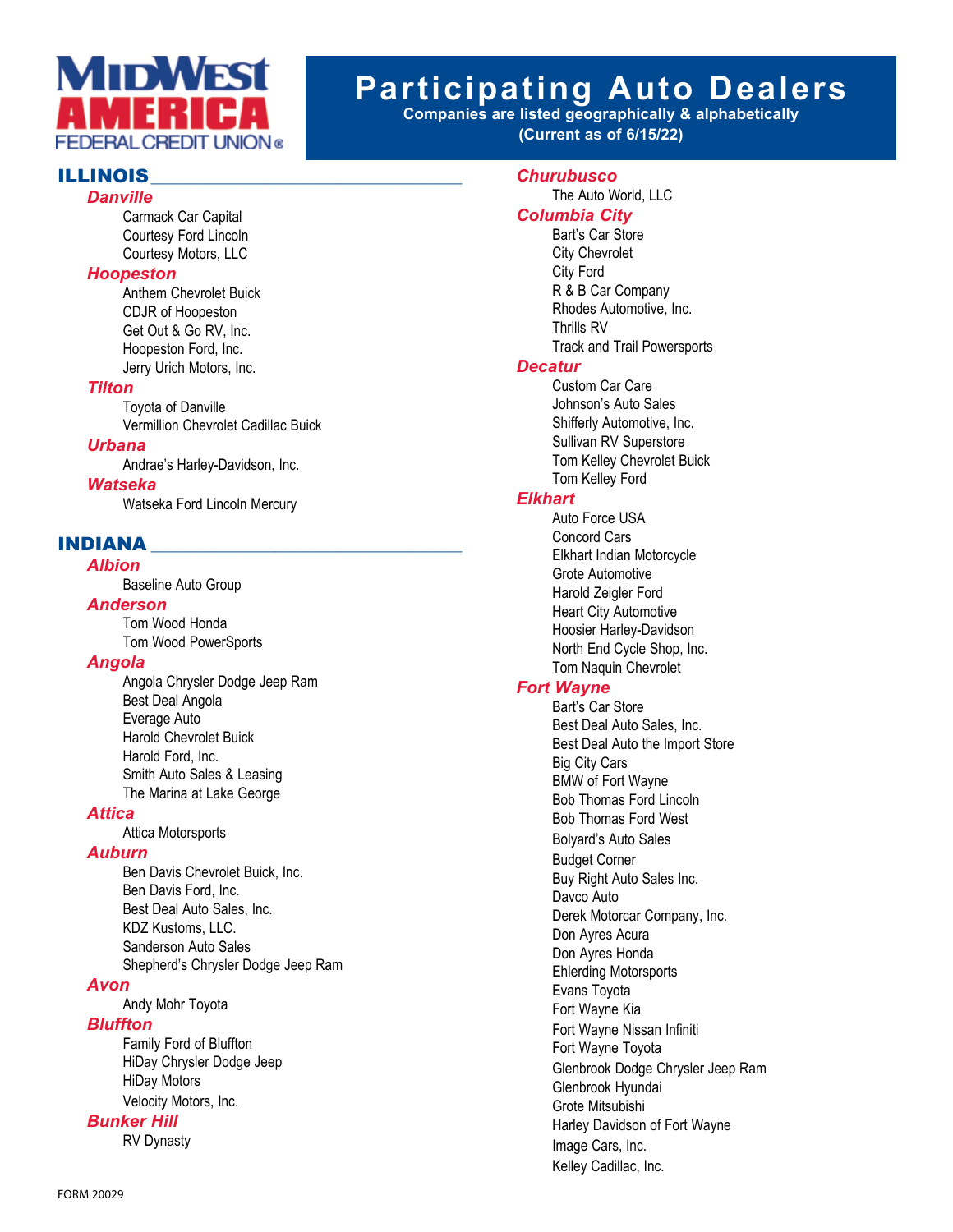MidWest America Federal Credit Union®

# Participating Auto Dealers

**Companies are listed geographically & alphabetically**
**(Current as of 6/15/22)**

## ILLINOIS

### Danville
- Carmack Car Capital
- Courtesy Ford Lincoln
- Courtesy Motors, LLC

### Hoopeston
- Anthem Chevrolet Buick
- CDJR of Hoopeston
- Get Out & Go RV, Inc.
- Hoopeston Ford, Inc.
- Jerry Urich Motors, Inc.

### Tilton
- Toyota of Danville
- Vermillion Chevrolet Cadillac Buick

### Urbana
- Andrae's Harley-Davidson, Inc.

### Watseka
- Watseka Ford Lincoln Mercury

## INDIANA

### Albion
- Baseline Auto Group

### Anderson
- Tom Wood Honda
- Tom Wood PowerSports

### Angola
- Angola Chrysler Dodge Jeep Ram
- Best Deal Angola
- Everage Auto
- Harold Chevrolet Buick
- Harold Ford, Inc.
- Smith Auto Sales & Leasing
- The Marina at Lake George

### Attica
- Attica Motorsports

### Auburn
- Ben Davis Chevrolet Buick, Inc.
- Ben Davis Ford, Inc.
- Best Deal Auto Sales, Inc.
- KDZ Kustoms, LLC.
- Sanderson Auto Sales
- Shepherd's Chrysler Dodge Jeep Ram

### Avon
- Andy Mohr Toyota

### Bluffton
- Family Ford of Bluffton
- HiDay Chrysler Dodge Jeep
- HiDay Motors
- Velocity Motors, Inc.

### Bunker Hill
- RV Dynasty

### Churubusco
- The Auto World, LLC

### Columbia City
- Bart's Car Store
- City Chevrolet
- City Ford
- R & B Car Company
- Rhodes Automotive, Inc.
- Thrills RV
- Track and Trail Powersports

### Decatur
- Custom Car Care
- Johnson's Auto Sales
- Shifferly Automotive, Inc.
- Sullivan RV Superstore
- Tom Kelley Chevrolet Buick
- Tom Kelley Ford

### Elkhart
- Auto Force USA
- Concord Cars
- Elkhart Indian Motorcycle
- Grote Automotive
- Harold Zeigler Ford
- Heart City Automotive
- Hoosier Harley-Davidson
- North End Cycle Shop, Inc.
- Tom Naquin Chevrolet

### Fort Wayne
- Bart's Car Store
- Best Deal Auto Sales, Inc.
- Best Deal Auto the Import Store
- Big City Cars
- BMW of Fort Wayne
- Bob Thomas Ford Lincoln
- Bob Thomas Ford West
- Bolyard's Auto Sales
- Budget Corner
- Buy Right Auto Sales Inc.
- Davco Auto
- Derek Motorcar Company, Inc.
- Don Ayres Acura
- Don Ayres Honda
- Ehlerding Motorsports
- Evans Toyota
- Fort Wayne Kia
- Fort Wayne Nissan Infiniti
- Fort Wayne Toyota
- Glenbrook Dodge Chrysler Jeep Ram
- Glenbrook Hyundai
- Grote Mitsubishi
- Harley Davidson of Fort Wayne
- Image Cars, Inc.
- Kelley Cadillac, Inc.

FORM 20029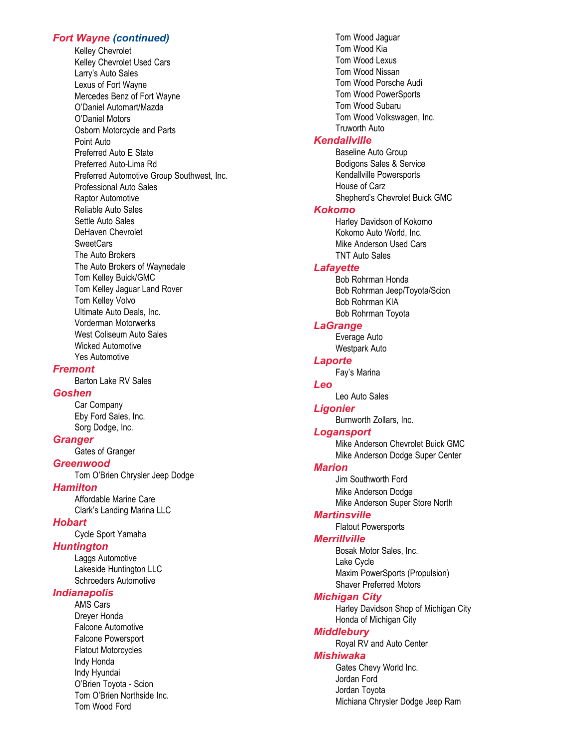### *Fort Wayne (continued)*

- Kelley Chevrolet
- Kelley Chevrolet Used Cars
- Larry's Auto Sales
- Lexus of Fort Wayne
- Mercedes Benz of Fort Wayne
- O'Daniel Automart/Mazda
- O'Daniel Motors
- Osborn Motorcycle and Parts
- Point Auto
- Preferred Auto E State
- Preferred Auto-Lima Rd
- Preferred Automotive Group Southwest, Inc.
- Professional Auto Sales
- Raptor Automotive
- Reliable Auto Sales
- Settle Auto Sales
- DeHaven Chevrolet
- SweetCars
- The Auto Brokers
- The Auto Brokers of Waynedale
- Tom Kelley Buick/GMC
- Tom Kelley Jaguar Land Rover
- Tom Kelley Volvo
- Ultimate Auto Deals, Inc.
- Vorderman Motorwerks
- West Coliseum Auto Sales
- Wicked Automotive
- Yes Automotive

### *Fremont*

- Barton Lake RV Sales

### *Goshen*

- Car Company
- Eby Ford Sales, Inc.
- Sorg Dodge, Inc.

### *Granger*

- Gates of Granger

### *Greenwood*

- Tom O'Brien Chrysler Jeep Dodge

### *Hamilton*

- Affordable Marine Care
- Clark's Landing Marina LLC

### *Hobart*

- Cycle Sport Yamaha

### *Huntington*

- Laggs Automotive
- Lakeside Huntington LLC
- Schroeders Automotive

### *Indianapolis*

- AMS Cars
- Dreyer Honda
- Falcone Automotive
- Falcone Powersport
- Flatout Motorcycles
- Indy Honda
- Indy Hyundai
- O'Brien Toyota - Scion
- Tom O'Brien Northside Inc.
- Tom Wood Ford
- Tom Wood Jaguar
- Tom Wood Kia
- Tom Wood Lexus
- Tom Wood Nissan
- Tom Wood Porsche Audi
- Tom Wood PowerSports
- Tom Wood Subaru
- Tom Wood Volkswagen, Inc.
- Truworth Auto

### *Kendallville*

- Baseline Auto Group
- Bodigons Sales & Service
- Kendallville Powersports
- House of Carz
- Shepherd's Chevrolet Buick GMC

### *Kokomo*

- Harley Davidson of Kokomo
- Kokomo Auto World, Inc.
- Mike Anderson Used Cars
- TNT Auto Sales

### *Lafayette*

- Bob Rohrman Honda
- Bob Rohrman Jeep/Toyota/Scion
- Bob Rohrman KIA
- Bob Rohrman Toyota

### *LaGrange*

- Everage Auto
- Westpark Auto

### *Laporte*

- Fay's Marina

### *Leo*

- Leo Auto Sales

### *Ligonier*

- Burnworth Zollars, Inc.

### *Logansport*

- Mike Anderson Chevrolet Buick GMC
- Mike Anderson Dodge Super Center

### *Marion*

- Jim Southworth Ford
- Mike Anderson Dodge
- Mike Anderson Super Store North

### *Martinsville*

- Flatout Powersports

### *Merrillville*

- Bosak Motor Sales, Inc.
- Lake Cycle
- Maxim PowerSports (Propulsion)
- Shaver Preferred Motors

### *Michigan City*

- Harley Davidson Shop of Michigan City
- Honda of Michigan City

### *Middlebury*

- Royal RV and Auto Center

### *Mishiwaka*

- Gates Chevy World Inc.
- Jordan Ford
- Jordan Toyota
- Michiana Chrysler Dodge Jeep Ram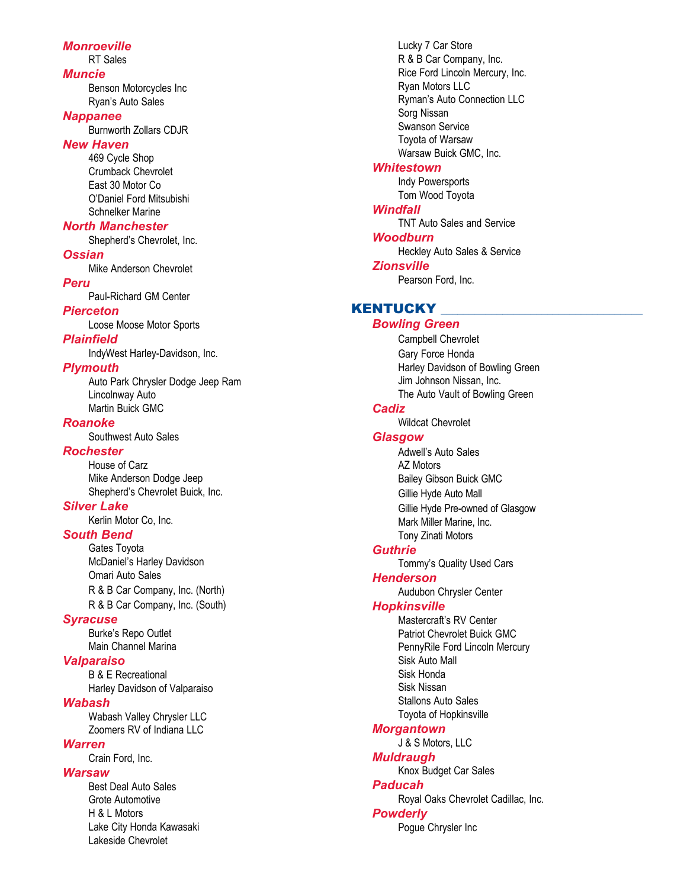### Monroeville

RT Sales

### Muncie

Benson Motorcycles Inc
Ryan's Auto Sales

### Nappanee

Burnworth Zollars CDJR

### New Haven

469 Cycle Shop
Crumback Chevrolet
East 30 Motor Co
O'Daniel Ford Mitsubishi
Schnelker Marine

### North Manchester

Shepherd's Chevrolet, Inc.

### Ossian

Mike Anderson Chevrolet

### Peru

Paul-Richard GM Center

### Pierceton

Loose Moose Motor Sports

### Plainfield

IndyWest Harley-Davidson, Inc.

### Plymouth

Auto Park Chrysler Dodge Jeep Ram
Lincolnway Auto
Martin Buick GMC

### Roanoke

Southwest Auto Sales

### Rochester

House of Carz
Mike Anderson Dodge Jeep
Shepherd's Chevrolet Buick, Inc.

### Silver Lake

Kerlin Motor Co, Inc.

### South Bend

Gates Toyota
McDaniel's Harley Davidson
Omari Auto Sales
R & B Car Company, Inc. (North)
R & B Car Company, Inc. (South)

### Syracuse

Burke's Repo Outlet
Main Channel Marina

### Valparaiso

B & E Recreational
Harley Davidson of Valparaiso

### Wabash

Wabash Valley Chrysler LLC
Zoomers RV of Indiana LLC

### Warren

Crain Ford, Inc.

### Warsaw

Best Deal Auto Sales
Grote Automotive
H & L Motors
Lake City Honda Kawasaki
Lakeside Chevrolet
Lucky 7 Car Store
R & B Car Company, Inc.
Rice Ford Lincoln Mercury, Inc.
Ryan Motors LLC
Ryman's Auto Connection LLC
Sorg Nissan
Swanson Service
Toyota of Warsaw
Warsaw Buick GMC, Inc.

### Whitestown

Indy Powersports
Tom Wood Toyota

### Windfall

TNT Auto Sales and Service

### Woodburn

Heckley Auto Sales & Service

### Zionsville

Pearson Ford, Inc.

## KENTUCKY

### Bowling Green

Campbell Chevrolet
Gary Force Honda
Harley Davidson of Bowling Green
Jim Johnson Nissan, Inc.
The Auto Vault of Bowling Green

### Cadiz

Wildcat Chevrolet

### Glasgow

Adwell's Auto Sales
AZ Motors
Bailey Gibson Buick GMC
Gillie Hyde Auto Mall
Gillie Hyde Pre-owned of Glasgow
Mark Miller Marine, Inc.
Tony Zinati Motors

### Guthrie

Tommy's Quality Used Cars

### Henderson

Audubon Chrysler Center

### Hopkinsville

Mastercraft's RV Center
Patriot Chevrolet Buick GMC
PennyRile Ford Lincoln Mercury
Sisk Auto Mall
Sisk Honda
Sisk Nissan
Stallons Auto Sales
Toyota of Hopkinsville

### Morgantown

J & S Motors, LLC

### Muldraugh

Knox Budget Car Sales

### Paducah

Royal Oaks Chevrolet Cadillac, Inc.

### Powderly

Pogue Chrysler Inc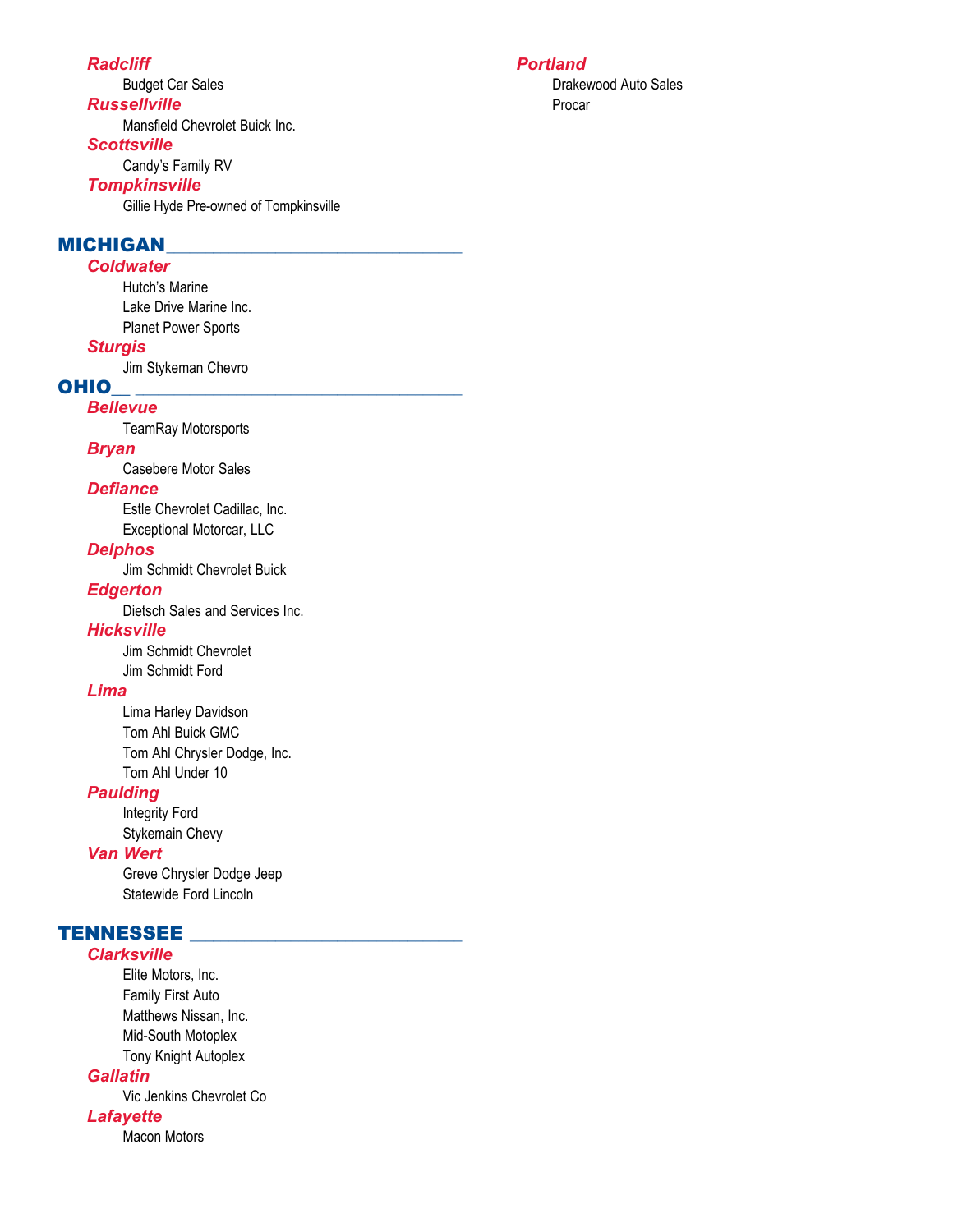### *Radcliff*

Budget Car Sales

### *Russellville*

Mansfield Chevrolet Buick Inc.

### *Scottsville*

Candy's Family RV

### *Tompkinsville*

Gillie Hyde Pre-owned of Tompkinsville

## MICHIGAN

### *Coldwater*

Hutch's Marine
Lake Drive Marine Inc.
Planet Power Sports

### *Sturgis*

Jim Stykeman Chevro

## OHIO

### *Bellevue*

TeamRay Motorsports

### *Bryan*

Casebere Motor Sales

### *Defiance*

Estle Chevrolet Cadillac, Inc.
Exceptional Motorcar, LLC

### *Delphos*

Jim Schmidt Chevrolet Buick

### *Edgerton*

Dietsch Sales and Services Inc.

### *Hicksville*

Jim Schmidt Chevrolet
Jim Schmidt Ford

### *Lima*

Lima Harley Davidson
Tom Ahl Buick GMC
Tom Ahl Chrysler Dodge, Inc.
Tom Ahl Under 10

### *Paulding*

Integrity Ford
Stykemain Chevy

### *Van Wert*

Greve Chrysler Dodge Jeep
Statewide Ford Lincoln

## TENNESSEE

### *Clarksville*

Elite Motors, Inc.
Family First Auto
Matthews Nissan, Inc.
Mid-South Motoplex
Tony Knight Autoplex

### *Gallatin*

Vic Jenkins Chevrolet Co

### *Lafayette*

Macon Motors

### *Portland*

Drakewood Auto Sales
Procar